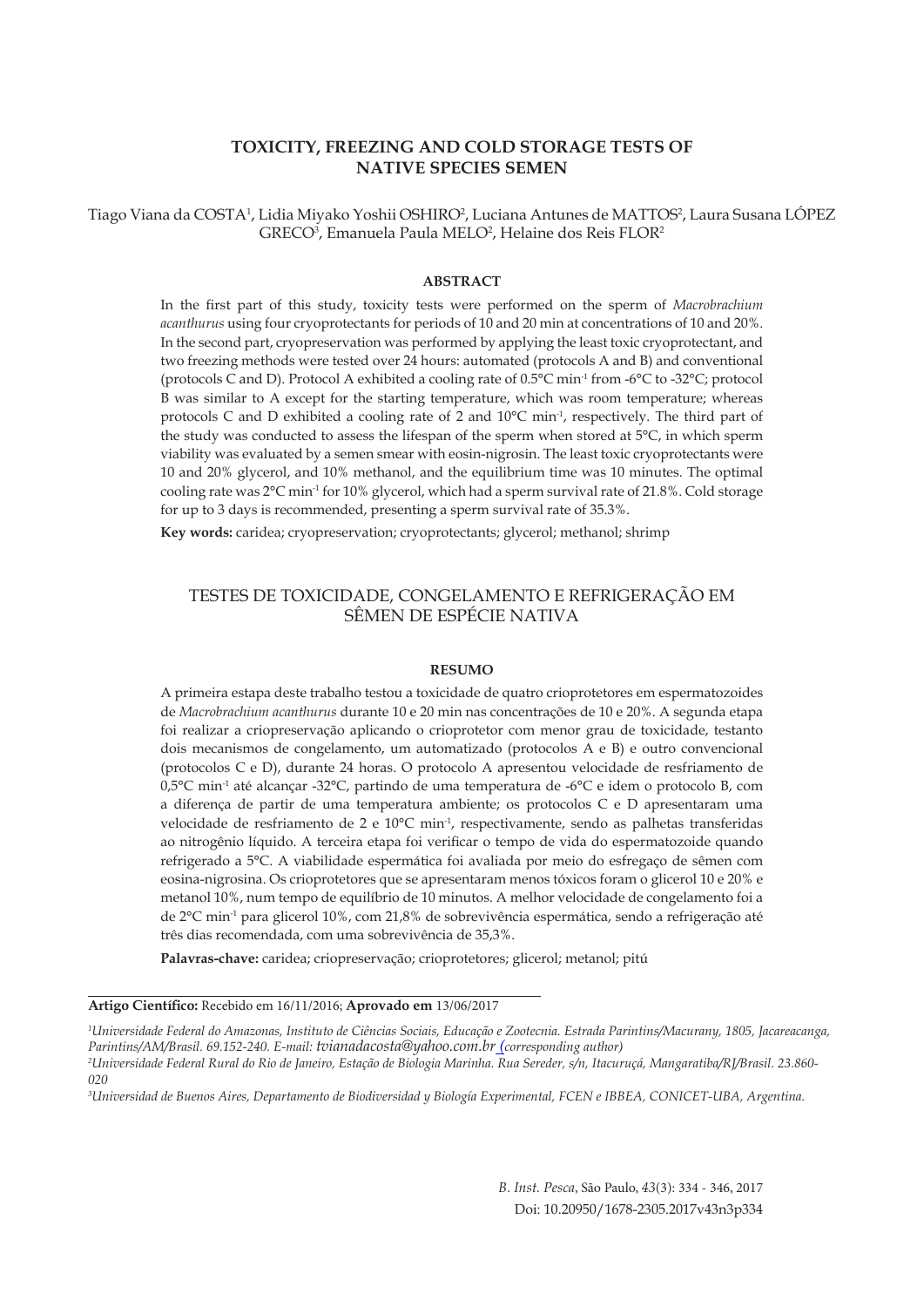# TOXICITY, FREEZING AND COLD STORAGE TESTS OF NATIVE SPECIES SEMEN

Tiago Viana da COSTA[1], Lidia Miyako Yoshii OSHIRO[2], Luciana Antunes de MATTOS[2], Laura Susana LÓPEZ GRECO[3], Emanuela Paula MELO[2], Helaine dos Reis FLOR[2]

## ABSTRACT

In the first part of this study, toxicity tests were performed on the sperm of *Macrobrachium acanthurus* using four cryoprotectants for periods of 10 and 20 min at concentrations of 10 and 20%. In the second part, cryopreservation was performed by applying the least toxic cryoprotectant, and two freezing methods were tested over 24 hours: automated (protocols A and B) and conventional (protocols C and D). Protocol A exhibited a cooling rate of 0.5°C min$^{-1}$ from -6°C to -32°C; protocol B was similar to A except for the starting temperature, which was room temperature; whereas protocols C and D exhibited a cooling rate of 2 and 10°C min$^{-1}$, respectively. The third part of the study was conducted to assess the lifespan of the sperm when stored at 5°C, in which sperm viability was evaluated by a semen smear with eosin-nigrosin. The least toxic cryoprotectants were 10 and 20% glycerol, and 10% methanol, and the equilibrium time was 10 minutes. The optimal cooling rate was 2°C min$^{-1}$ for 10% glycerol, which had a sperm survival rate of 21.8%. Cold storage for up to 3 days is recommended, presenting a sperm survival rate of 35.3%.

**Key words:** caridea; cryopreservation; cryoprotectants; glycerol; methanol; shrimp

# TESTES DE TOXICIDADE, CONGELAMENTO E REFRIGERAÇÃO EM SÊMEN DE ESPÉCIE NATIVA

## RESUMO

A primeira estapa deste trabalho testou a toxicidade de quatro crioprotetores em espermatozoides de *Macrobrachium acanthurus* durante 10 e 20 min nas concentrações de 10 e 20%. A segunda etapa foi realizar a criopreservação aplicando o crioprotetor com menor grau de toxicidade, testanto dois mecanismos de congelamento, um automatizado (protocolos A e B) e outro convencional (protocolos C e D), durante 24 horas. O protocolo A apresentou velocidade de resfriamento de 0,5°C min$^{-1}$ até alcançar -32°C, partindo de uma temperatura de -6°C e idem o protocolo B, com a diferença de partir de uma temperatura ambiente; os protocolos C e D apresentaram uma velocidade de resfriamento de 2 e 10°C min$^{-1}$, respectivamente, sendo as palhetas transferidas ao nitrogênio líquido. A terceira etapa foi verificar o tempo de vida do espermatozoide quando refrigerado a 5°C. A viabilidade espermática foi avaliada por meio do esfregaço de sêmen com eosina-nigrosina. Os crioprotetores que se apresentaram menos tóxicos foram o glicerol 10 e 20% e metanol 10%, num tempo de equilíbrio de 10 minutos. A melhor velocidade de congelamento foi a de 2°C min$^{-1}$ para glicerol 10%, com 21,8% de sobrevivência espermática, sendo a refrigeração até três dias recomendada, com uma sobrevivência de 35,3%.

**Palavras-chave:** caridea; criopreservação; crioprotetores; glicerol; metanol; pitú

**Artigo Científico:** Recebido em 16/11/2016; **Aprovado em** 13/06/2017

[1] *Universidade Federal do Amazonas, Instituto de Ciências Sociais, Educação e Zootecnia. Estrada Parintins/Macurany, 1805, Jacareacanga, Parintins/AM/Brasil. 69.152-240. E-mail: tvianadacosta@yahoo.com.br (corresponding author)*

[2] *Universidade Federal Rural do Rio de Janeiro, Estação de Biologia Marinha. Rua Sereder, s/n, Itacuruçá, Mangaratiba/RJ/Brasil. 23.860-020*

[3] *Universidad de Buenos Aires, Departamento de Biodiversidad y Biología Experimental, FCEN e IBBEA, CONICET-UBA, Argentina.*

Doi: 10.20950/1678-2305.2017v43n3p334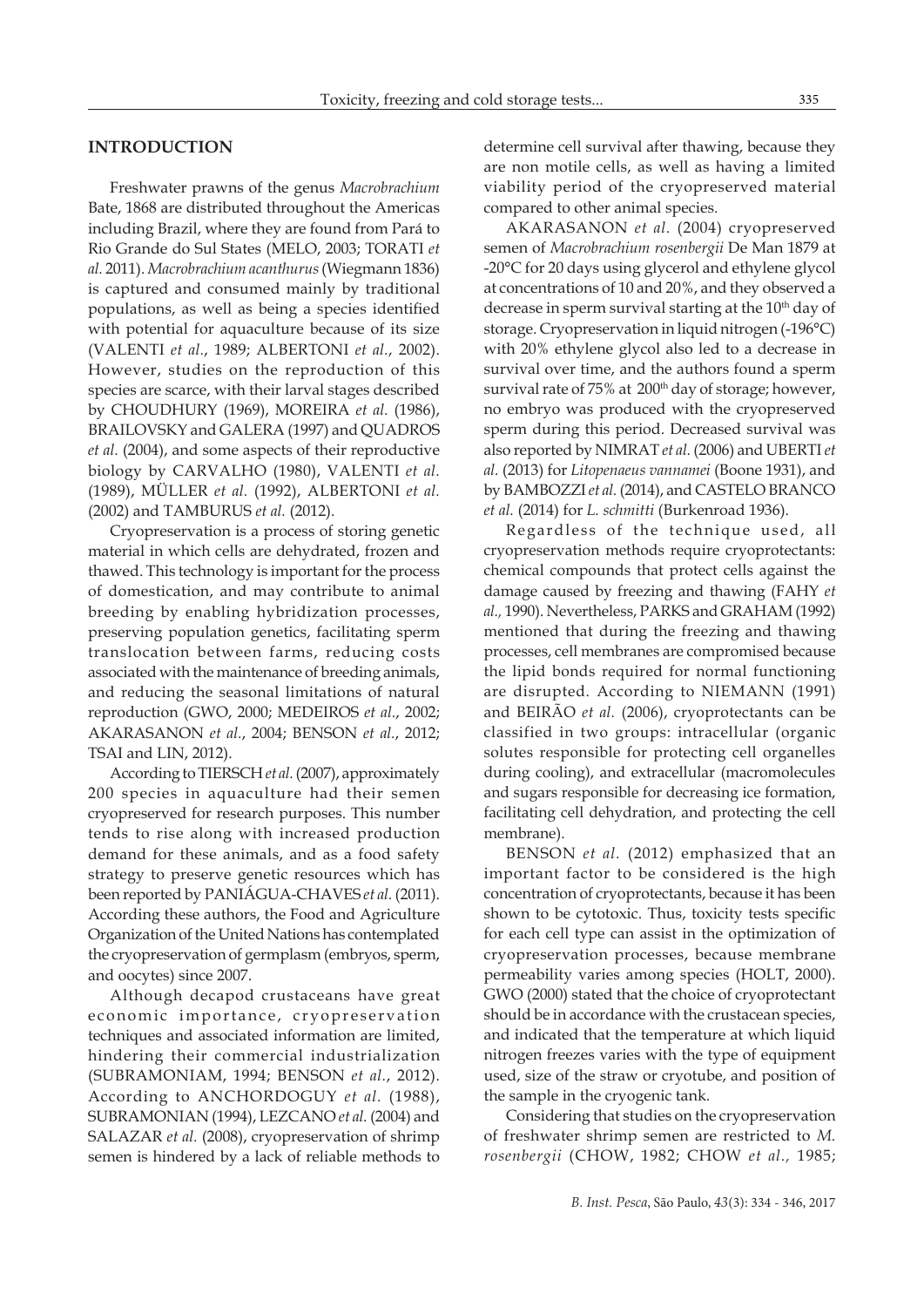## INTRODUCTION

Freshwater prawns of the genus *Macrobrachium* Bate, 1868 are distributed throughout the Americas including Brazil, where they are found from Pará to Rio Grande do Sul States (MELO, 2003; TORATI *et al.* 2011). *Macrobrachium acanthurus* (Wiegmann 1836) is captured and consumed mainly by traditional populations, as well as being a species identified with potential for aquaculture because of its size (VALENTI *et al.*, 1989; ALBERTONI *et al.*, 2002). However, studies on the reproduction of this species are scarce, with their larval stages described by CHOUDHURY (1969), MOREIRA *et al.* (1986), BRAILOVSKY and GALERA (1997) and QUADROS *et al.* (2004), and some aspects of their reproductive biology by CARVALHO (1980), VALENTI *et al.* (1989), MÜLLER *et al.* (1992), ALBERTONI *et al.* (2002) and TAMBURUS *et al.* (2012).

Cryopreservation is a process of storing genetic material in which cells are dehydrated, frozen and thawed. This technology is important for the process of domestication, and may contribute to animal breeding by enabling hybridization processes, preserving population genetics, facilitating sperm translocation between farms, reducing costs associated with the maintenance of breeding animals, and reducing the seasonal limitations of natural reproduction (GWO, 2000; MEDEIROS *et al.*, 2002; AKARASANON *et al.*, 2004; BENSON *et al.*, 2012; TSAI and LIN, 2012).

According to TIERSCH *et al.* (2007), approximately 200 species in aquaculture had their semen cryopreserved for research purposes. This number tends to rise along with increased production demand for these animals, and as a food safety strategy to preserve genetic resources which has been reported by PANIÁGUA-CHAVES *et al.* (2011). According these authors, the Food and Agriculture Organization of the United Nations has contemplated the cryopreservation of germplasm (embryos, sperm, and oocytes) since 2007.

Although decapod crustaceans have great economic importance, cryopreservation techniques and associated information are limited, hindering their commercial industrialization (SUBRAMONIAM, 1994; BENSON *et al.*, 2012). According to ANCHORDOGUY *et al.* (1988), SUBRAMONIAN (1994), LEZCANO *et al.* (2004) and SALAZAR *et al.* (2008), cryopreservation of shrimp semen is hindered by a lack of reliable methods to determine cell survival after thawing, because they are non motile cells, as well as having a limited viability period of the cryopreserved material compared to other animal species.

AKARASANON *et al.* (2004) cryopreserved semen of *Macrobrachium rosenbergii* De Man 1879 at -20°C for 20 days using glycerol and ethylene glycol at concentrations of 10 and 20%, and they observed a decrease in sperm survival starting at the 10th day of storage. Cryopreservation in liquid nitrogen (-196°C) with 20% ethylene glycol also led to a decrease in survival over time, and the authors found a sperm survival rate of 75% at 200th day of storage; however, no embryo was produced with the cryopreserved sperm during this period. Decreased survival was also reported by NIMRAT *et al.* (2006) and UBERTI *et al.* (2013) for *Litopenaeus vannamei* (Boone 1931), and by BAMBOZZI *et al.* (2014), and CASTELO BRANCO *et al.* (2014) for *L. schmitti* (Burkenroad 1936).

Regardless of the technique used, all cryopreservation methods require cryoprotectants: chemical compounds that protect cells against the damage caused by freezing and thawing (FAHY *et al.*, 1990). Nevertheless, PARKS and GRAHAM (1992) mentioned that during the freezing and thawing processes, cell membranes are compromised because the lipid bonds required for normal functioning are disrupted. According to NIEMANN (1991) and BEIRÃO *et al.* (2006), cryoprotectants can be classified in two groups: intracellular (organic solutes responsible for protecting cell organelles during cooling), and extracellular (macromolecules and sugars responsible for decreasing ice formation, facilitating cell dehydration, and protecting the cell membrane).

BENSON *et al.* (2012) emphasized that an important factor to be considered is the high concentration of cryoprotectants, because it has been shown to be cytotoxic. Thus, toxicity tests specific for each cell type can assist in the optimization of cryopreservation processes, because membrane permeability varies among species (HOLT, 2000). GWO (2000) stated that the choice of cryoprotectant should be in accordance with the crustacean species, and indicated that the temperature at which liquid nitrogen freezes varies with the type of equipment used, size of the straw or cryotube, and position of the sample in the cryogenic tank.

Considering that studies on the cryopreservation of freshwater shrimp semen are restricted to *M. rosenbergii* (CHOW, 1982; CHOW *et al.*, 1985;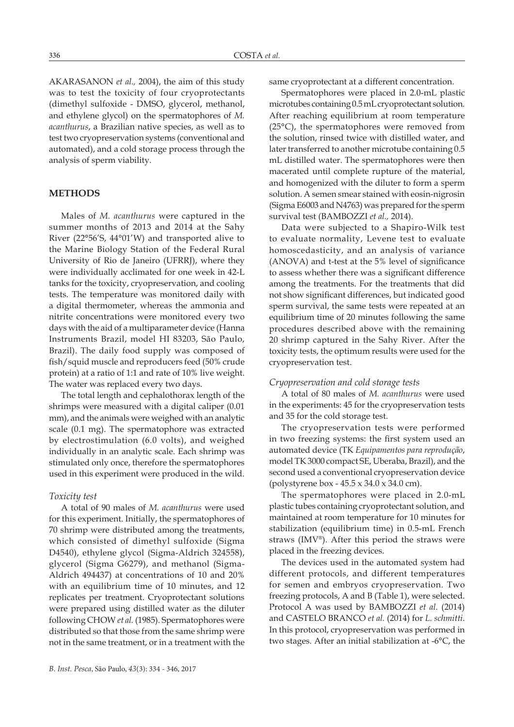AKARASANON *et al.,* 2004), the aim of this study was to test the toxicity of four cryoprotectants (dimethyl sulfoxide - DMSO, glycerol, methanol, and ethylene glycol) on the spermatophores of *M. acanthurus*, a Brazilian native species, as well as to test two cryopreservation systems (conventional and automated), and a cold storage process through the analysis of sperm viability.

## METHODS

Males of *M. acanthurus* were captured in the summer months of 2013 and 2014 at the Sahy River (22°56'S, 44°01'W) and transported alive to the Marine Biology Station of the Federal Rural University of Rio de Janeiro (UFRRJ), where they were individually acclimated for one week in 42-L tanks for the toxicity, cryopreservation, and cooling tests. The temperature was monitored daily with a digital thermometer, whereas the ammonia and nitrite concentrations were monitored every two days with the aid of a multiparameter device (Hanna Instruments Brazil, model HI 83203, São Paulo, Brazil). The daily food supply was composed of fish/squid muscle and reproducers feed (50% crude protein) at a ratio of 1:1 and rate of 10% live weight. The water was replaced every two days.

The total length and cephalothorax length of the shrimps were measured with a digital caliper (0.01 mm), and the animals were weighed with an analytic scale (0.1 mg). The spermatophore was extracted by electrostimulation (6.0 volts), and weighed individually in an analytic scale. Each shrimp was stimulated only once, therefore the spermatophores used in this experiment were produced in the wild.

### *Toxicity test*

A total of 90 males of *M. acanthurus* were used for this experiment. Initially, the spermatophores of 70 shrimp were distributed among the treatments, which consisted of dimethyl sulfoxide (Sigma D4540), ethylene glycol (Sigma-Aldrich 324558), glycerol (Sigma G6279), and methanol (Sigma-Aldrich 494437) at concentrations of 10 and 20% with an equilibrium time of 10 minutes, and 12 replicates per treatment. Cryoprotectant solutions were prepared using distilled water as the diluter following CHOW *et al.* (1985). Spermatophores were distributed so that those from the same shrimp were not in the same treatment, or in a treatment with the same cryoprotectant at a different concentration.

Spermatophores were placed in 2.0-mL plastic microtubes containing 0.5 mL cryoprotectant solution. After reaching equilibrium at room temperature (25°C), the spermatophores were removed from the solution, rinsed twice with distilled water, and later transferred to another microtube containing 0.5 mL distilled water. The spermatophores were then macerated until complete rupture of the material, and homogenized with the diluter to form a sperm solution. A semen smear stained with eosin-nigrosin (Sigma E6003 and N4763) was prepared for the sperm survival test (BAMBOZZI *et al.,* 2014).

Data were subjected to a Shapiro-Wilk test to evaluate normality, Levene test to evaluate homoscedasticity, and an analysis of variance (ANOVA) and t-test at the 5% level of significance to assess whether there was a significant difference among the treatments. For the treatments that did not show significant differences, but indicated good sperm survival, the same tests were repeated at an equilibrium time of 20 minutes following the same procedures described above with the remaining 20 shrimp captured in the Sahy River. After the toxicity tests, the optimum results were used for the cryopreservation test.

### *Cryopreservation and cold storage tests*

A total of 80 males of *M. acanthurus* were used in the experiments: 45 for the cryopreservation tests and 35 for the cold storage test.

The cryopreservation tests were performed in two freezing systems: the first system used an automated device (TK *Equipamentos para reprodução*, model TK 3000 compact SE, Uberaba, Brazil), and the second used a conventional cryopreservation device (polystyrene box - 45.5 x 34.0 x 34.0 cm).

The spermatophores were placed in 2.0-mL plastic tubes containing cryoprotectant solution, and maintained at room temperature for 10 minutes for stabilization (equilibrium time) in 0.5-mL French straws (IMV®). After this period the straws were placed in the freezing devices.

The devices used in the automated system had different protocols, and different temperatures for semen and embryos cryopreservation. Two freezing protocols, A and B (Table 1), were selected. Protocol A was used by BAMBOZZI *et al.* (2014) and CASTELO BRANCO *et al.* (2014) for *L. schmitti*. In this protocol, cryopreservation was performed in two stages. After an initial stabilization at -6°C, the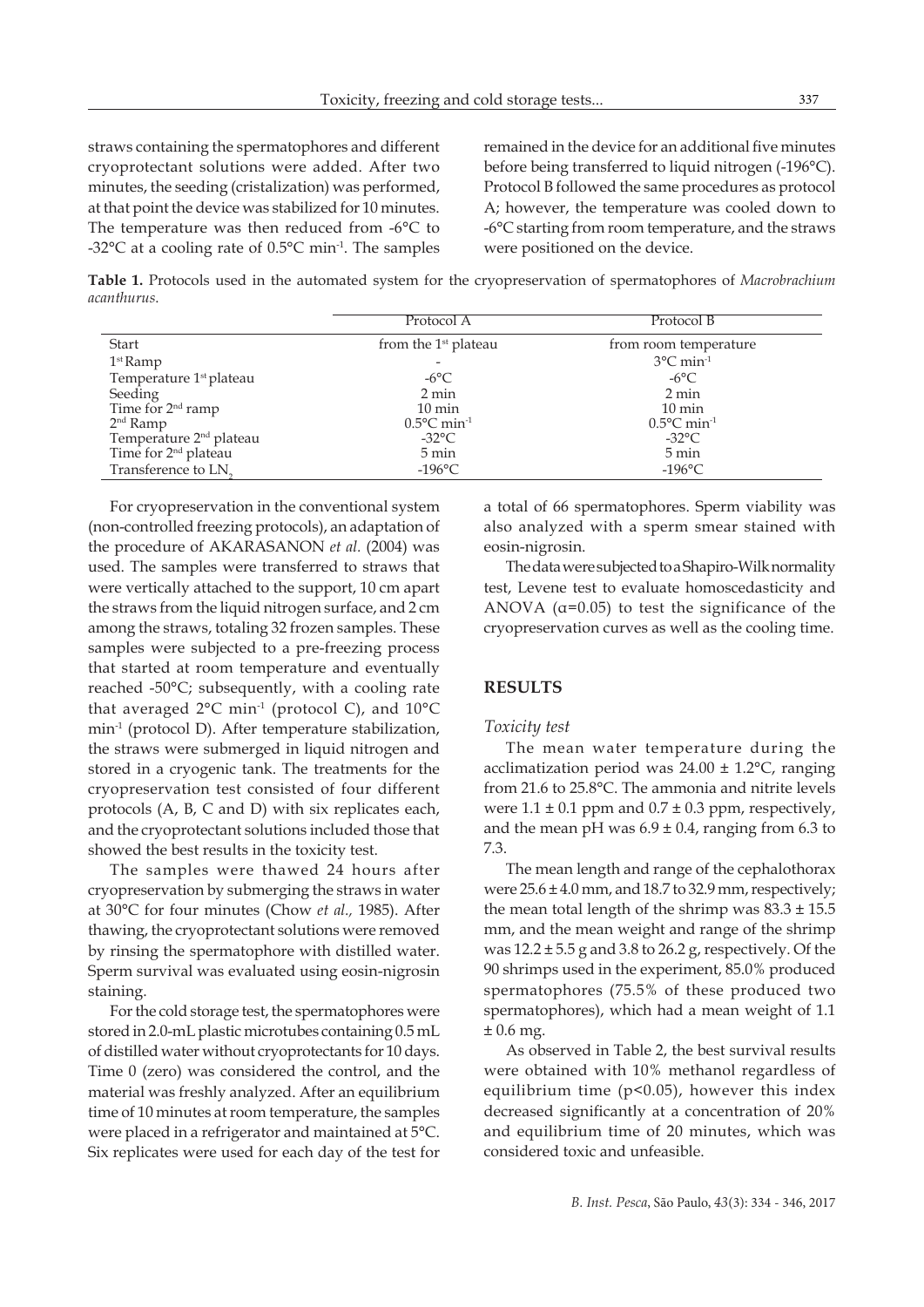straws containing the spermatophores and different cryoprotectant solutions were added. After two minutes, the seeding (cristalization) was performed, at that point the device was stabilized for 10 minutes. The temperature was then reduced from -6°C to -32°C at a cooling rate of 0.5°C min$^{-1}$. The samples remained in the device for an additional five minutes before being transferred to liquid nitrogen (-196°C). Protocol B followed the same procedures as protocol A; however, the temperature was cooled down to -6°C starting from room temperature, and the straws were positioned on the device.

**Table 1.** Protocols used in the automated system for the cryopreservation of spermatophores of *Macrobrachium acanthurus.*

| | Protocol A | Protocol B |
|---|---|---|
| Start | from the 1st plateau | from room temperature |
| 1st Ramp | - | 3°C min$^{-1}$ |
| Temperature 1st plateau | -6°C | -6°C |
| Seeding | 2 min | 2 min |
| Time for 2nd ramp | 10 min | 10 min |
| 2nd Ramp | 0.5°C min$^{-1}$ | 0.5°C min$^{-1}$ |
| Temperature 2nd plateau | -32°C | -32°C |
| Time for 2nd plateau | 5 min | 5 min |
| Transference to $LN_2$ | -196°C | -196°C |

For cryopreservation in the conventional system (non-controlled freezing protocols), an adaptation of the procedure of AKARASANON *et al.* (2004) was used. The samples were transferred to straws that were vertically attached to the support, 10 cm apart the straws from the liquid nitrogen surface, and 2 cm among the straws, totaling 32 frozen samples. These samples were subjected to a pre-freezing process that started at room temperature and eventually reached -50°C; subsequently, with a cooling rate that averaged 2°C min$^{-1}$ (protocol C), and 10°C min$^{-1}$ (protocol D). After temperature stabilization, the straws were submerged in liquid nitrogen and stored in a cryogenic tank. The treatments for the cryopreservation test consisted of four different protocols (A, B, C and D) with six replicates each, and the cryoprotectant solutions included those that showed the best results in the toxicity test.

The samples were thawed 24 hours after cryopreservation by submerging the straws in water at 30°C for four minutes (Chow *et al.,* 1985). After thawing, the cryoprotectant solutions were removed by rinsing the spermatophore with distilled water. Sperm survival was evaluated using eosin-nigrosin staining.

For the cold storage test, the spermatophores were stored in 2.0-mL plastic microtubes containing 0.5 mL of distilled water without cryoprotectants for 10 days. Time 0 (zero) was considered the control, and the material was freshly analyzed. After an equilibrium time of 10 minutes at room temperature, the samples were placed in a refrigerator and maintained at 5°C. Six replicates were used for each day of the test for a total of 66 spermatophores. Sperm viability was also analyzed with a sperm smear stained with eosin-nigrosin.

The data were subjected to a Shapiro-Wilk normality test, Levene test to evaluate homoscedasticity and ANOVA ($\alpha$=0.05) to test the significance of the cryopreservation curves as well as the cooling time.

## RESULTS

### *Toxicity test*

The mean water temperature during the acclimatization period was 24.00 ± 1.2°C, ranging from 21.6 to 25.8°C. The ammonia and nitrite levels were 1.1 ± 0.1 ppm and 0.7 ± 0.3 ppm, respectively, and the mean pH was 6.9 ± 0.4, ranging from 6.3 to 7.3.

The mean length and range of the cephalothorax were 25.6 ± 4.0 mm, and 18.7 to 32.9 mm, respectively; the mean total length of the shrimp was 83.3 ± 15.5 mm, and the mean weight and range of the shrimp was 12.2 ± 5.5 g and 3.8 to 26.2 g, respectively. Of the 90 shrimps used in the experiment, 85.0% produced spermatophores (75.5% of these produced two spermatophores), which had a mean weight of 1.1 ± 0.6 mg.

As observed in Table 2, the best survival results were obtained with 10% methanol regardless of equilibrium time ($p<0.05$), however this index decreased significantly at a concentration of 20% and equilibrium time of 20 minutes, which was considered toxic and unfeasible.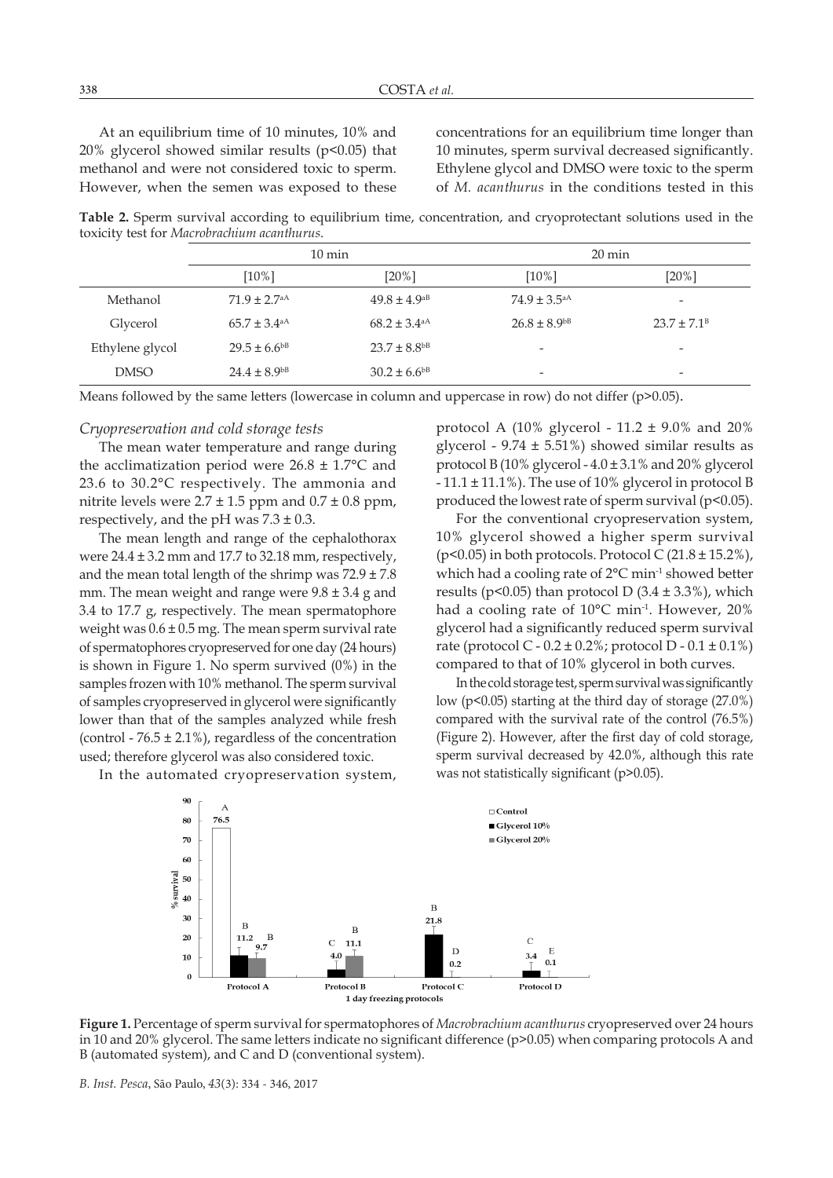At an equilibrium time of 10 minutes, 10% and 20% glycerol showed similar results ($p<0.05$) that methanol and were not considered toxic to sperm. However, when the semen was exposed to these concentrations for an equilibrium time longer than 10 minutes, sperm survival decreased significantly. Ethylene glycol and DMSO were toxic to the sperm of *M. acanthurus* in the conditions tested in this

**Table 2.** Sperm survival according to equilibrium time, concentration, and cryoprotectant solutions used in the toxicity test for *Macrobrachium acanthurus*.

| | 10 min | | 20 min | |
|---|---|---|---|---|
| | [10%] | [20%] | [10%] | [20%] |
| Methanol | $71.9 \pm 2.7^{aA}$ | $49.8 \pm 4.9^{aB}$ | $74.9 \pm 3.5^{aA}$ | - |
| Glycerol | $65.7 \pm 3.4^{aA}$ | $68.2 \pm 3.4^{aA}$ | $26.8 \pm 8.9^{bB}$ | $23.7 \pm 7.1^{B}$ |
| Ethylene glycol | $29.5 \pm 6.6^{bB}$ | $23.7 \pm 8.8^{bB}$ | - | - |
| DMSO | $24.4 \pm 8.9^{bB}$ | $30.2 \pm 6.6^{bB}$ | - | - |

Means followed by the same letters (lowercase in column and uppercase in row) do not differ ($p>0.05$).

### *Cryopreservation and cold storage tests*

The mean water temperature and range during the acclimatization period were 26.8 ± 1.7°C and 23.6 to 30.2°C respectively. The ammonia and nitrite levels were 2.7 ± 1.5 ppm and 0.7 ± 0.8 ppm, respectively, and the pH was 7.3 ± 0.3.

The mean length and range of the cephalothorax were 24.4 ± 3.2 mm and 17.7 to 32.18 mm, respectively, and the mean total length of the shrimp was 72.9 ± 7.8 mm. The mean weight and range were 9.8 ± 3.4 g and 3.4 to 17.7 g, respectively. The mean spermatophore weight was 0.6 ± 0.5 mg. The mean sperm survival rate of spermatophores cryopreserved for one day (24 hours) is shown in Figure 1. No sperm survived (0%) in the samples frozen with 10% methanol. The sperm survival of samples cryopreserved in glycerol were significantly lower than that of the samples analyzed while fresh (control - 76.5 ± 2.1%), regardless of the concentration used; therefore glycerol was also considered toxic.

In the automated cryopreservation system, protocol A (10% glycerol - 11.2 ± 9.0% and 20% glycerol - 9.74 ± 5.51%) showed similar results as protocol B (10% glycerol - 4.0 ± 3.1% and 20% glycerol - 11.1 ± 11.1%). The use of 10% glycerol in protocol B produced the lowest rate of sperm survival ($p<0.05$).

For the conventional cryopreservation system, 10% glycerol showed a higher sperm survival ($p<0.05$) in both protocols. Protocol C (21.8 ± 15.2%), which had a cooling rate of 2°C min$^{-1}$ showed better results ($p<0.05$) than protocol D (3.4 ± 3.3%), which had a cooling rate of 10°C min$^{-1}$. However, 20% glycerol had a significantly reduced sperm survival rate (protocol C - 0.2 ± 0.2%; protocol D - 0.1 ± 0.1%) compared to that of 10% glycerol in both curves.

In the cold storage test, sperm survival was significantly low ($p<0.05$) starting at the third day of storage (27.0%) compared with the survival rate of the control (76.5%) (Figure 2). However, after the first day of cold storage, sperm survival decreased by 42.0%, although this rate was not statistically significant ($p>0.05$).

**Figure 1.** Percentage of sperm survival for spermatophores of *Macrobrachium acanthurus* cryopreserved over 24 hours in 10 and 20% glycerol. The same letters indicate no significant difference ($p>0.05$) when comparing protocols A and B (automated system), and C and D (conventional system).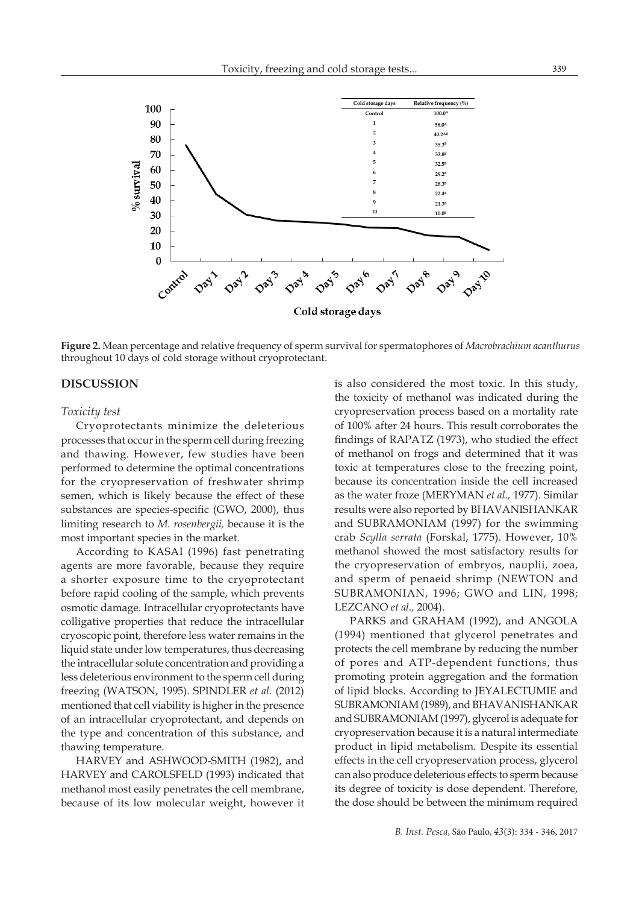| Cold storage days | Relative frequency (%) |
|---|---|
| Control | 100.0[A] |
| 1 | 58.0[A] |
| 2 | 40.2[AB] |
| 3 | 35.3[B] |
| 4 | 33.8[B] |
| 5 | 32.5[B] |
| 6 | 29.2[B] |
| 7 | 28.3[B] |
| 8 | 22.4[B] |
| 9 | 21.3[B] |
| 10 | 10.0[B] |

**Figure 2.** Mean percentage and relative frequency of sperm survival for spermatophores of *Macrobrachium acanthurus* throughout 10 days of cold storage without cryoprotectant.

## DISCUSSION

### *Toxicity test*

Cryoprotectants minimize the deleterious processes that occur in the sperm cell during freezing and thawing. However, few studies have been performed to determine the optimal concentrations for the cryopreservation of freshwater shrimp semen, which is likely because the effect of these substances are species-specific (GWO, 2000), thus limiting research to *M. rosenbergii,* because it is the most important species in the market.

According to KASAI (1996) fast penetrating agents are more favorable, because they require a shorter exposure time to the cryoprotectant before rapid cooling of the sample, which prevents osmotic damage. Intracellular cryoprotectants have colligative properties that reduce the intracellular cryoscopic point, therefore less water remains in the liquid state under low temperatures, thus decreasing the intracellular solute concentration and providing a less deleterious environment to the sperm cell during freezing (WATSON, 1995). SPINDLER *et al.* (2012) mentioned that cell viability is higher in the presence of an intracellular cryoprotectant, and depends on the type and concentration of this substance, and thawing temperature.

HARVEY and ASHWOOD-SMITH (1982), and HARVEY and CAROLSFELD (1993) indicated that methanol most easily penetrates the cell membrane, because of its low molecular weight, however it is also considered the most toxic. In this study, the toxicity of methanol was indicated during the cryopreservation process based on a mortality rate of 100% after 24 hours. This result corroborates the findings of RAPATZ (1973), who studied the effect of methanol on frogs and determined that it was toxic at temperatures close to the freezing point, because its concentration inside the cell increased as the water froze (MERYMAN *et al.,* 1977). Similar results were also reported by BHAVANISHANKAR and SUBRAMONIAM (1997) for the swimming crab *Scylla serrata* (Forskal, 1775). However, 10% methanol showed the most satisfactory results for the cryopreservation of embryos, nauplii, zoea, and sperm of penaeid shrimp (NEWTON and SUBRAMONIAN, 1996; GWO and LIN, 1998; LEZCANO *et al.,* 2004).

PARKS and GRAHAM (1992), and ANGOLA (1994) mentioned that glycerol penetrates and protects the cell membrane by reducing the number of pores and ATP-dependent functions, thus promoting protein aggregation and the formation of lipid blocks. According to JEYALECTUMIE and SUBRAMONIAM (1989), and BHAVANISHANKAR and SUBRAMONIAM (1997), glycerol is adequate for cryopreservation because it is a natural intermediate product in lipid metabolism. Despite its essential effects in the cell cryopreservation process, glycerol can also produce deleterious effects to sperm because its degree of toxicity is dose dependent. Therefore, the dose should be between the minimum required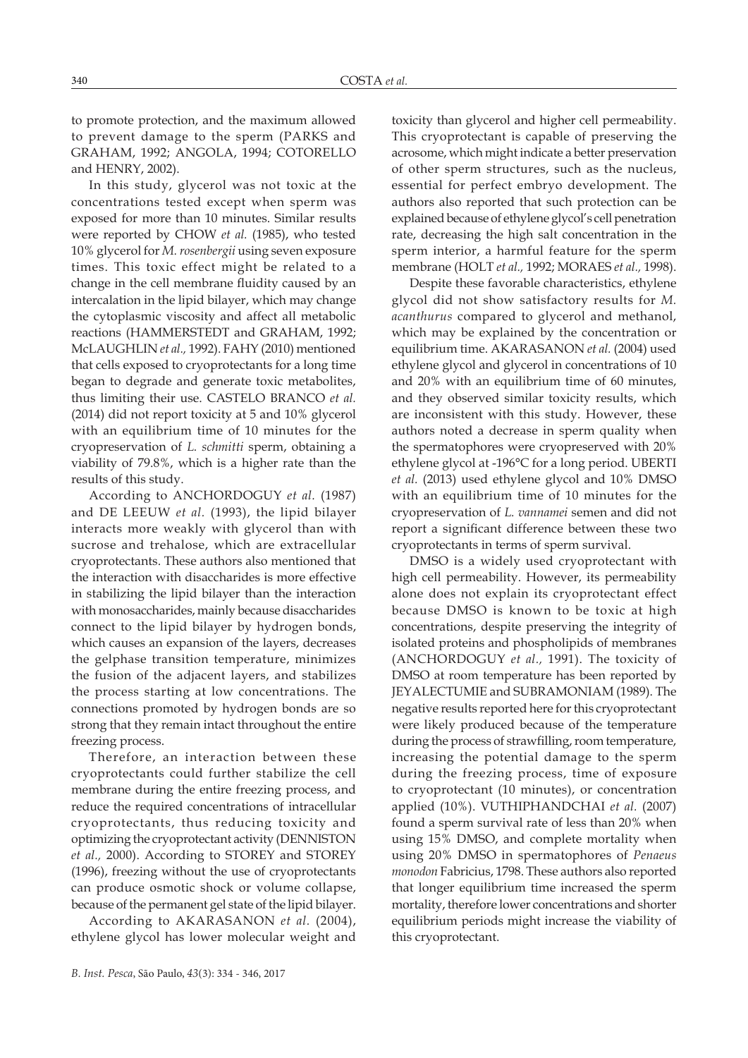to promote protection, and the maximum allowed to prevent damage to the sperm (PARKS and GRAHAM, 1992; ANGOLA, 1994; COTORELLO and HENRY, 2002).

In this study, glycerol was not toxic at the concentrations tested except when sperm was exposed for more than 10 minutes. Similar results were reported by CHOW *et al.* (1985), who tested 10% glycerol for *M. rosenbergii* using seven exposure times. This toxic effect might be related to a change in the cell membrane fluidity caused by an intercalation in the lipid bilayer, which may change the cytoplasmic viscosity and affect all metabolic reactions (HAMMERSTEDT and GRAHAM, 1992; McLAUGHLIN *et al.,* 1992). FAHY (2010) mentioned that cells exposed to cryoprotectants for a long time began to degrade and generate toxic metabolites, thus limiting their use. CASTELO BRANCO *et al.* (2014) did not report toxicity at 5 and 10% glycerol with an equilibrium time of 10 minutes for the cryopreservation of *L. schmitti* sperm, obtaining a viability of 79.8%, which is a higher rate than the results of this study.

According to ANCHORDOGUY *et al.* (1987) and DE LEEUW *et al.* (1993), the lipid bilayer interacts more weakly with glycerol than with sucrose and trehalose, which are extracellular cryoprotectants. These authors also mentioned that the interaction with disaccharides is more effective in stabilizing the lipid bilayer than the interaction with monosaccharides, mainly because disaccharides connect to the lipid bilayer by hydrogen bonds, which causes an expansion of the layers, decreases the gelphase transition temperature, minimizes the fusion of the adjacent layers, and stabilizes the process starting at low concentrations. The connections promoted by hydrogen bonds are so strong that they remain intact throughout the entire freezing process.

Therefore, an interaction between these cryoprotectants could further stabilize the cell membrane during the entire freezing process, and reduce the required concentrations of intracellular cryoprotectants, thus reducing toxicity and optimizing the cryoprotectant activity (DENNISTON *et al.,* 2000). According to STOREY and STOREY (1996), freezing without the use of cryoprotectants can produce osmotic shock or volume collapse, because of the permanent gel state of the lipid bilayer.

According to AKARASANON *et al.* (2004), ethylene glycol has lower molecular weight and toxicity than glycerol and higher cell permeability. This cryoprotectant is capable of preserving the acrosome, which might indicate a better preservation of other sperm structures, such as the nucleus, essential for perfect embryo development. The authors also reported that such protection can be explained because of ethylene glycol's cell penetration rate, decreasing the high salt concentration in the sperm interior, a harmful feature for the sperm membrane (HOLT *et al.,* 1992; MORAES *et al.,* 1998).

Despite these favorable characteristics, ethylene glycol did not show satisfactory results for *M. acanthurus* compared to glycerol and methanol, which may be explained by the concentration or equilibrium time. AKARASANON *et al.* (2004) used ethylene glycol and glycerol in concentrations of 10 and 20% with an equilibrium time of 60 minutes, and they observed similar toxicity results, which are inconsistent with this study. However, these authors noted a decrease in sperm quality when the spermatophores were cryopreserved with 20% ethylene glycol at -196°C for a long period. UBERTI *et al.* (2013) used ethylene glycol and 10% DMSO with an equilibrium time of 10 minutes for the cryopreservation of *L. vannamei* semen and did not report a significant difference between these two cryoprotectants in terms of sperm survival.

DMSO is a widely used cryoprotectant with high cell permeability. However, its permeability alone does not explain its cryoprotectant effect because DMSO is known to be toxic at high concentrations, despite preserving the integrity of isolated proteins and phospholipids of membranes (ANCHORDOGUY *et al.,* 1991). The toxicity of DMSO at room temperature has been reported by JEYALECTUMIE and SUBRAMONIAM (1989). The negative results reported here for this cryoprotectant were likely produced because of the temperature during the process of strawfilling, room temperature, increasing the potential damage to the sperm during the freezing process, time of exposure to cryoprotectant (10 minutes), or concentration applied (10%). VUTHIPHANDCHAI *et al.* (2007) found a sperm survival rate of less than 20% when using 15% DMSO, and complete mortality when using 20% DMSO in spermatophores of *Penaeus monodon* Fabricius, 1798. These authors also reported that longer equilibrium time increased the sperm mortality, therefore lower concentrations and shorter equilibrium periods might increase the viability of this cryoprotectant.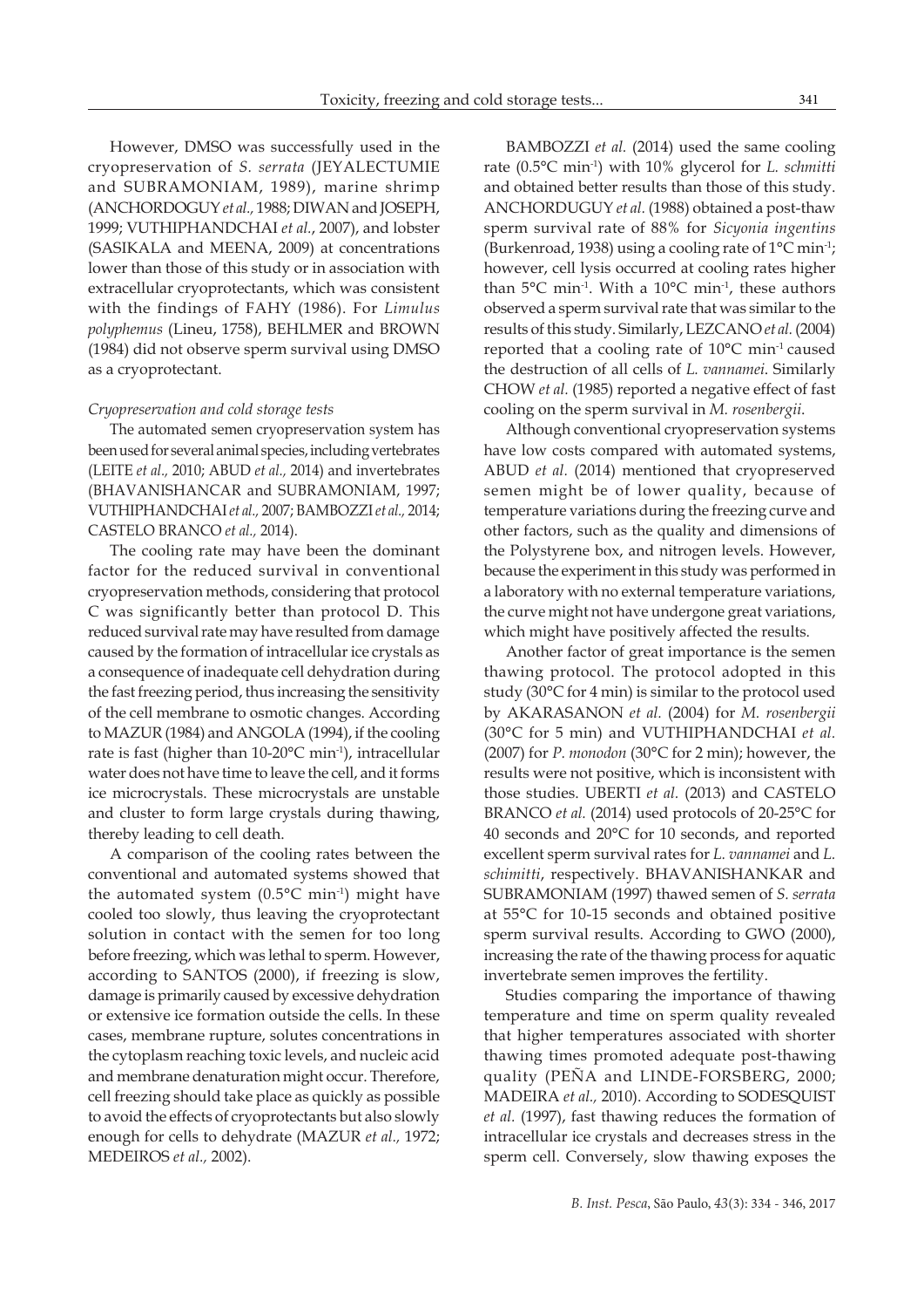However, DMSO was successfully used in the cryopreservation of *S. serrata* (JEYALECTUMIE and SUBRAMONIAM, 1989), marine shrimp (ANCHORDOGUY *et al.,* 1988; DIWAN and JOSEPH, 1999; VUTHIPHANDCHAI *et al.*, 2007), and lobster (SASIKALA and MEENA, 2009) at concentrations lower than those of this study or in association with extracellular cryoprotectants, which was consistent with the findings of FAHY (1986). For *Limulus polyphemus* (Lineu, 1758), BEHLMER and BROWN (1984) did not observe sperm survival using DMSO as a cryoprotectant.

*Cryopreservation and cold storage tests*

The automated semen cryopreservation system has been used for several animal species, including vertebrates (LEITE *et al.,* 2010; ABUD *et al.,* 2014) and invertebrates (BHAVANISHANCAR and SUBRAMONIAM, 1997; VUTHIPHANDCHAI *et al.,* 2007; BAMBOZZI *et al.,* 2014; CASTELO BRANCO *et al.,* 2014).

The cooling rate may have been the dominant factor for the reduced survival in conventional cryopreservation methods, considering that protocol C was significantly better than protocol D. This reduced survival rate may have resulted from damage caused by the formation of intracellular ice crystals as a consequence of inadequate cell dehydration during the fast freezing period, thus increasing the sensitivity of the cell membrane to osmotic changes. According to MAZUR (1984) and ANGOLA (1994), if the cooling rate is fast (higher than 10-20°C min$^{-1}$), intracellular water does not have time to leave the cell, and it forms ice microcrystals. These microcrystals are unstable and cluster to form large crystals during thawing, thereby leading to cell death.

A comparison of the cooling rates between the conventional and automated systems showed that the automated system (0.5°C min$^{-1}$) might have cooled too slowly, thus leaving the cryoprotectant solution in contact with the semen for too long before freezing, which was lethal to sperm. However, according to SANTOS (2000), if freezing is slow, damage is primarily caused by excessive dehydration or extensive ice formation outside the cells. In these cases, membrane rupture, solutes concentrations in the cytoplasm reaching toxic levels, and nucleic acid and membrane denaturation might occur. Therefore, cell freezing should take place as quickly as possible to avoid the effects of cryoprotectants but also slowly enough for cells to dehydrate (MAZUR *et al.,* 1972; MEDEIROS *et al.,* 2002).

BAMBOZZI *et al.* (2014) used the same cooling rate (0.5°C min$^{-1}$) with 10% glycerol for *L. schmitti* and obtained better results than those of this study. ANCHORDUGUY *et al.* (1988) obtained a post-thaw sperm survival rate of 88% for *Sicyonia ingentins* (Burkenroad, 1938) using a cooling rate of 1°C min$^{-1}$; however, cell lysis occurred at cooling rates higher than 5°C min$^{-1}$. With a 10°C min$^{-1}$, these authors observed a sperm survival rate that was similar to the results of this study. Similarly, LEZCANO *et al.* (2004) reported that a cooling rate of 10°C min$^{-1}$ caused the destruction of all cells of *L. vannamei*. Similarly CHOW *et al.* (1985) reported a negative effect of fast cooling on the sperm survival in *M. rosenbergii*.

Although conventional cryopreservation systems have low costs compared with automated systems, ABUD *et al.* (2014) mentioned that cryopreserved semen might be of lower quality, because of temperature variations during the freezing curve and other factors, such as the quality and dimensions of the Polystyrene box, and nitrogen levels. However, because the experiment in this study was performed in a laboratory with no external temperature variations, the curve might not have undergone great variations, which might have positively affected the results.

Another factor of great importance is the semen thawing protocol. The protocol adopted in this study (30°C for 4 min) is similar to the protocol used by AKARASANON *et al.* (2004) for *M. rosenbergii* (30°C for 5 min) and VUTHIPHANDCHAI *et al.* (2007) for *P. monodon* (30°C for 2 min); however, the results were not positive, which is inconsistent with those studies. UBERTI *et al.* (2013) and CASTELO BRANCO *et al.* (2014) used protocols of 20-25°C for 40 seconds and 20°C for 10 seconds, and reported excellent sperm survival rates for *L. vannamei* and *L. schimitti*, respectively. BHAVANISHANKAR and SUBRAMONIAM (1997) thawed semen of *S. serrata* at 55°C for 10-15 seconds and obtained positive sperm survival results. According to GWO (2000), increasing the rate of the thawing process for aquatic invertebrate semen improves the fertility.

Studies comparing the importance of thawing temperature and time on sperm quality revealed that higher temperatures associated with shorter thawing times promoted adequate post-thawing quality (PEÑA and LINDE-FORSBERG, 2000; MADEIRA *et al.,* 2010). According to SODESQUIST *et al.* (1997), fast thawing reduces the formation of intracellular ice crystals and decreases stress in the sperm cell. Conversely, slow thawing exposes the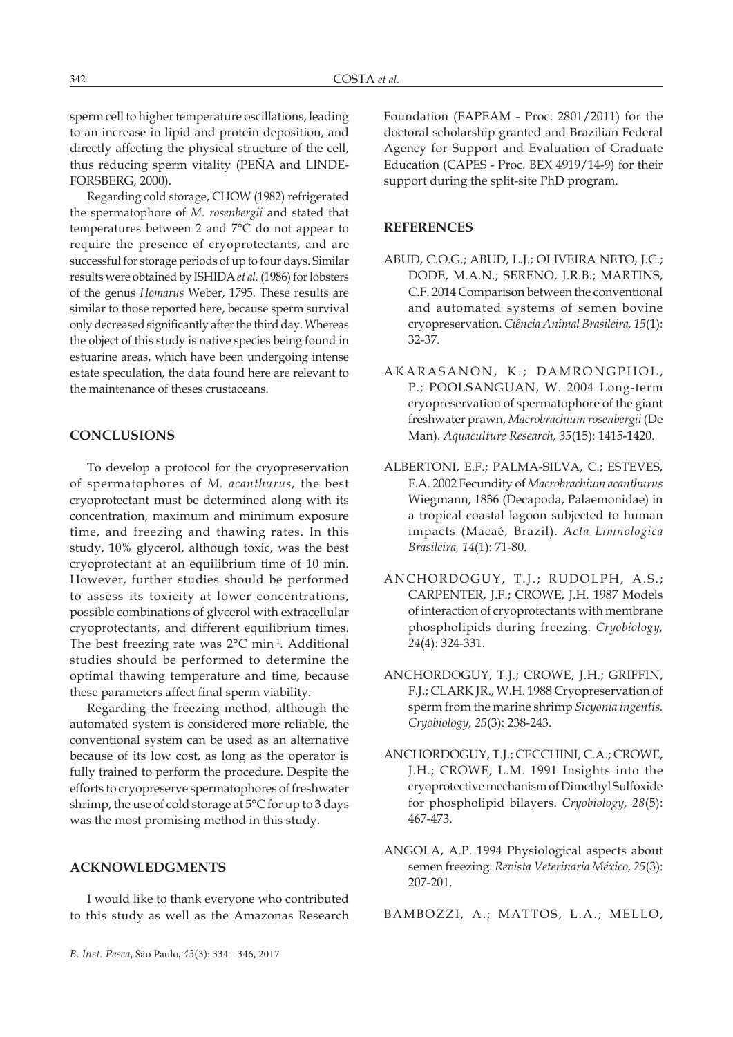sperm cell to higher temperature oscillations, leading to an increase in lipid and protein deposition, and directly affecting the physical structure of the cell, thus reducing sperm vitality (PEÑA and LINDE-FORSBERG, 2000).

Regarding cold storage, CHOW (1982) refrigerated the spermatophore of *M. rosenbergii* and stated that temperatures between 2 and 7°C do not appear to require the presence of cryoprotectants, and are successful for storage periods of up to four days. Similar results were obtained by ISHIDA *et al.* (1986) for lobsters of the genus *Homarus* Weber, 1795. These results are similar to those reported here, because sperm survival only decreased significantly after the third day. Whereas the object of this study is native species being found in estuarine areas, which have been undergoing intense estate speculation, the data found here are relevant to the maintenance of theses crustaceans.

## CONCLUSIONS

To develop a protocol for the cryopreservation of spermatophores of *M. acanthurus*, the best cryoprotectant must be determined along with its concentration, maximum and minimum exposure time, and freezing and thawing rates. In this study, 10% glycerol, although toxic, was the best cryoprotectant at an equilibrium time of 10 min. However, further studies should be performed to assess its toxicity at lower concentrations, possible combinations of glycerol with extracellular cryoprotectants, and different equilibrium times. The best freezing rate was 2°C min$^{-1}$. Additional studies should be performed to determine the optimal thawing temperature and time, because these parameters affect final sperm viability.

Regarding the freezing method, although the automated system is considered more reliable, the conventional system can be used as an alternative because of its low cost, as long as the operator is fully trained to perform the procedure. Despite the efforts to cryopreserve spermatophores of freshwater shrimp, the use of cold storage at 5°C for up to 3 days was the most promising method in this study.

## ACKNOWLEDGMENTS

I would like to thank everyone who contributed to this study as well as the Amazonas Research Foundation (FAPEAM - Proc. 2801/2011) for the doctoral scholarship granted and Brazilian Federal Agency for Support and Evaluation of Graduate Education (CAPES - Proc. BEX 4919/14-9) for their support during the split-site PhD program.

## REFERENCES

ABUD, C.O.G.; ABUD, L.J.; OLIVEIRA NETO, J.C.; DODE, M.A.N.; SERENO, J.R.B.; MARTINS, C.F. 2014 Comparison between the conventional and automated systems of semen bovine cryopreservation. *Ciência Animal Brasileira, 15*(1): 32-37.

AKARASANON, K.; DAMRONGPHOL, P.; POOLSANGUAN, W. 2004 Long-term cryopreservation of spermatophore of the giant freshwater prawn, *Macrobrachium rosenbergii* (De Man). *Aquaculture Research, 35*(15): 1415-1420.

ALBERTONI, E.F.; PALMA-SILVA, C.; ESTEVES, F.A. 2002 Fecundity of *Macrobrachium acanthurus* Wiegmann, 1836 (Decapoda, Palaemonidae) in a tropical coastal lagoon subjected to human impacts (Macaé, Brazil). *Acta Limnologica Brasileira, 14*(1): 71-80.

ANCHORDOGUY, T.J.; RUDOLPH, A.S.; CARPENTER, J.F.; CROWE, J.H. 1987 Models of interaction of cryoprotectants with membrane phospholipids during freezing. *Cryobiology, 24*(4): 324-331.

ANCHORDOGUY, T.J.; CROWE, J.H.; GRIFFIN, F.J.; CLARK JR., W.H. 1988 Cryopreservation of sperm from the marine shrimp *Sicyonia ingentis. Cryobiology, 25*(3): 238-243.

ANCHORDOGUY, T.J.; CECCHINI, C.A.; CROWE, J.H.; CROWE, L.M. 1991 Insights into the cryoprotective mechanism of Dimethyl Sulfoxide for phospholipid bilayers. *Cryobiology, 28*(5): 467-473.

ANGOLA, A.P. 1994 Physiological aspects about semen freezing. *Revista Veterinaria México, 25*(3): 207-201.

BAMBOZZI, A.; MATTOS, L.A.; MELLO,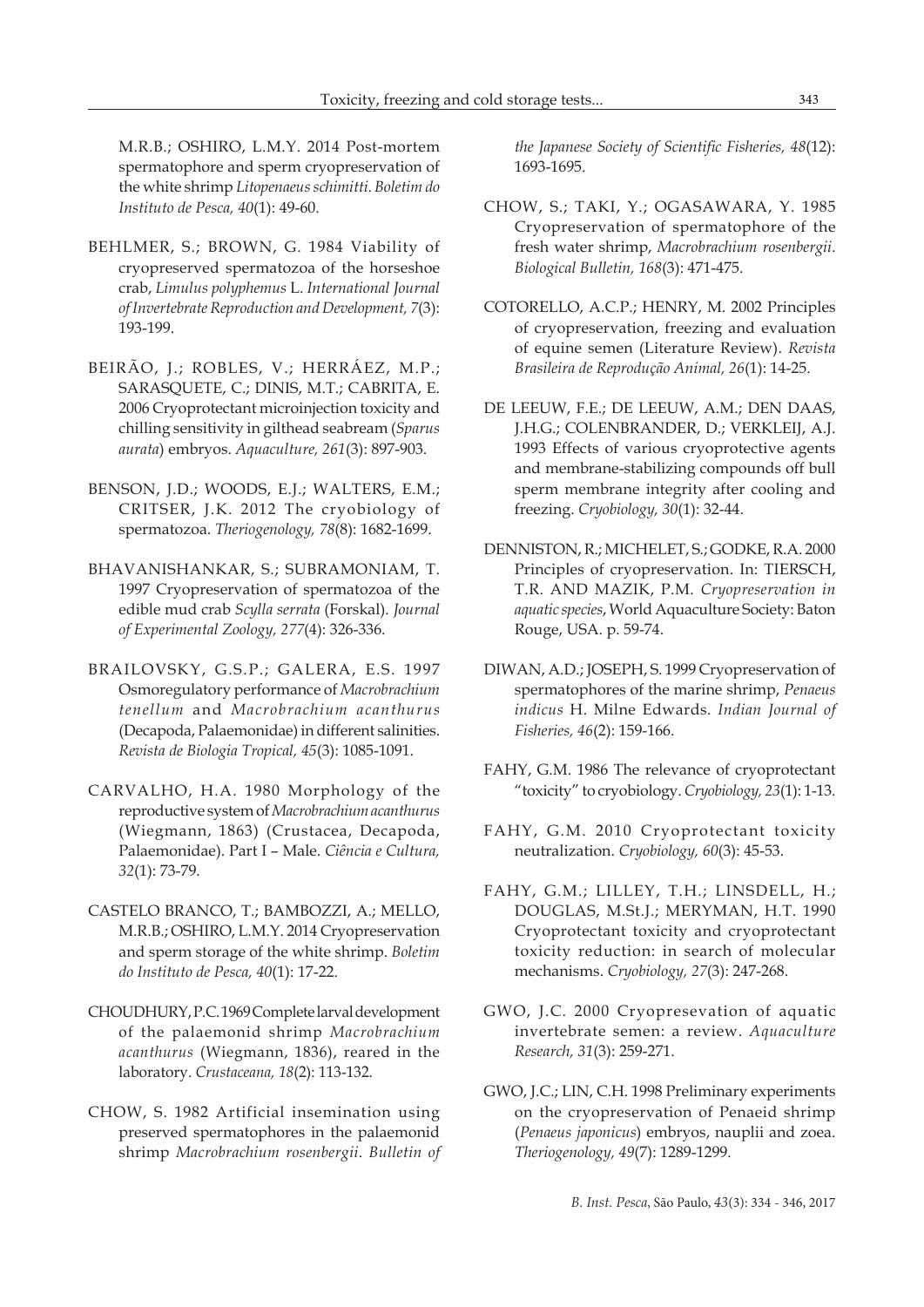M.R.B.; OSHIRO, L.M.Y. 2014 Post-mortem spermatophore and sperm cryopreservation of the white shrimp *Litopenaeus schimitti*. *Boletim do Instituto de Pesca, 40*(1): 49-60.

BEHLMER, S.; BROWN, G. 1984 Viability of cryopreserved spermatozoa of the horseshoe crab, *Limulus polyphemus* L. *International Journal of Invertebrate Reproduction and Development, 7*(3): 193-199.

BEIRÃO, J.; ROBLES, V.; HERRÁEZ, M.P.; SARASQUETE, C.; DINIS, M.T.; CABRITA, E. 2006 Cryoprotectant microinjection toxicity and chilling sensitivity in gilthead seabream (*Sparus aurata*) embryos. *Aquaculture, 261*(3): 897-903.

BENSON, J.D.; WOODS, E.J.; WALTERS, E.M.; CRITSER, J.K. 2012 The cryobiology of spermatozoa. *Theriogenology, 78*(8): 1682-1699.

BHAVANISHANKAR, S.; SUBRAMONIAM, T. 1997 Cryopreservation of spermatozoa of the edible mud crab *Scylla serrata* (Forskal). *Journal of Experimental Zoology, 277*(4): 326-336.

BRAILOVSKY, G.S.P.; GALERA, E.S. 1997 Osmoregulatory performance of *Macrobrachium tenellum* and *Macrobrachium acanthurus* (Decapoda, Palaemonidae) in different salinities. *Revista de Biologia Tropical, 45*(3): 1085-1091.

CARVALHO, H.A. 1980 Morphology of the reproductive system of *Macrobrachium acanthurus* (Wiegmann, 1863) (Crustacea, Decapoda, Palaemonidae). Part I – Male. *Ciência e Cultura, 32*(1): 73-79.

CASTELO BRANCO, T.; BAMBOZZI, A.; MELLO, M.R.B.; OSHIRO, L.M.Y. 2014 Cryopreservation and sperm storage of the white shrimp. *Boletim do Instituto de Pesca, 40*(1): 17-22.

CHOUDHURY, P.C. 1969 Complete larval development of the palaemonid shrimp *Macrobrachium acanthurus* (Wiegmann, 1836), reared in the laboratory. *Crustaceana, 18*(2): 113-132.

CHOW, S. 1982 Artificial insemination using preserved spermatophores in the palaemonid shrimp *Macrobrachium rosenbergii*. *Bulletin of the Japanese Society of Scientific Fisheries, 48*(12): 1693-1695.

CHOW, S.; TAKI, Y.; OGASAWARA, Y. 1985 Cryopreservation of spermatophore of the fresh water shrimp, *Macrobrachium rosenbergii*. *Biological Bulletin, 168*(3): 471-475.

COTORELLO, A.C.P.; HENRY, M. 2002 Principles of cryopreservation, freezing and evaluation of equine semen (Literature Review). *Revista Brasileira de Reprodução Animal, 26*(1): 14-25.

DE LEEUW, F.E.; DE LEEUW, A.M.; DEN DAAS, J.H.G.; COLENBRANDER, D.; VERKLEIJ, A.J. 1993 Effects of various cryoprotective agents and membrane-stabilizing compounds off bull sperm membrane integrity after cooling and freezing. *Cryobiology, 30*(1): 32-44.

DENNISTON, R.; MICHELET, S.; GODKE, R.A. 2000 Principles of cryopreservation. In: TIERSCH, T.R. AND MAZIK, P.M. *Cryopreservation in aquatic species*, World Aquaculture Society: Baton Rouge, USA. p. 59-74.

DIWAN, A.D.; JOSEPH, S. 1999 Cryopreservation of spermatophores of the marine shrimp, *Penaeus indicus* H. Milne Edwards. *Indian Journal of Fisheries, 46*(2): 159-166.

FAHY, G.M. 1986 The relevance of cryoprotectant "toxicity" to cryobiology. *Cryobiology, 23*(1): 1-13.

FAHY, G.M. 2010 Cryoprotectant toxicity neutralization. *Cryobiology, 60*(3): 45-53.

FAHY, G.M.; LILLEY, T.H.; LINSDELL, H.; DOUGLAS, M.St.J.; MERYMAN, H.T. 1990 Cryoprotectant toxicity and cryoprotectant toxicity reduction: in search of molecular mechanisms. *Cryobiology, 27*(3): 247-268.

GWO, J.C. 2000 Cryopresevation of aquatic invertebrate semen: a review. *Aquaculture Research, 31*(3): 259-271.

GWO, J.C.; LIN, C.H. 1998 Preliminary experiments on the cryopreservation of Penaeid shrimp (*Penaeus japonicus*) embryos, nauplii and zoea. *Theriogenology, 49*(7): 1289-1299.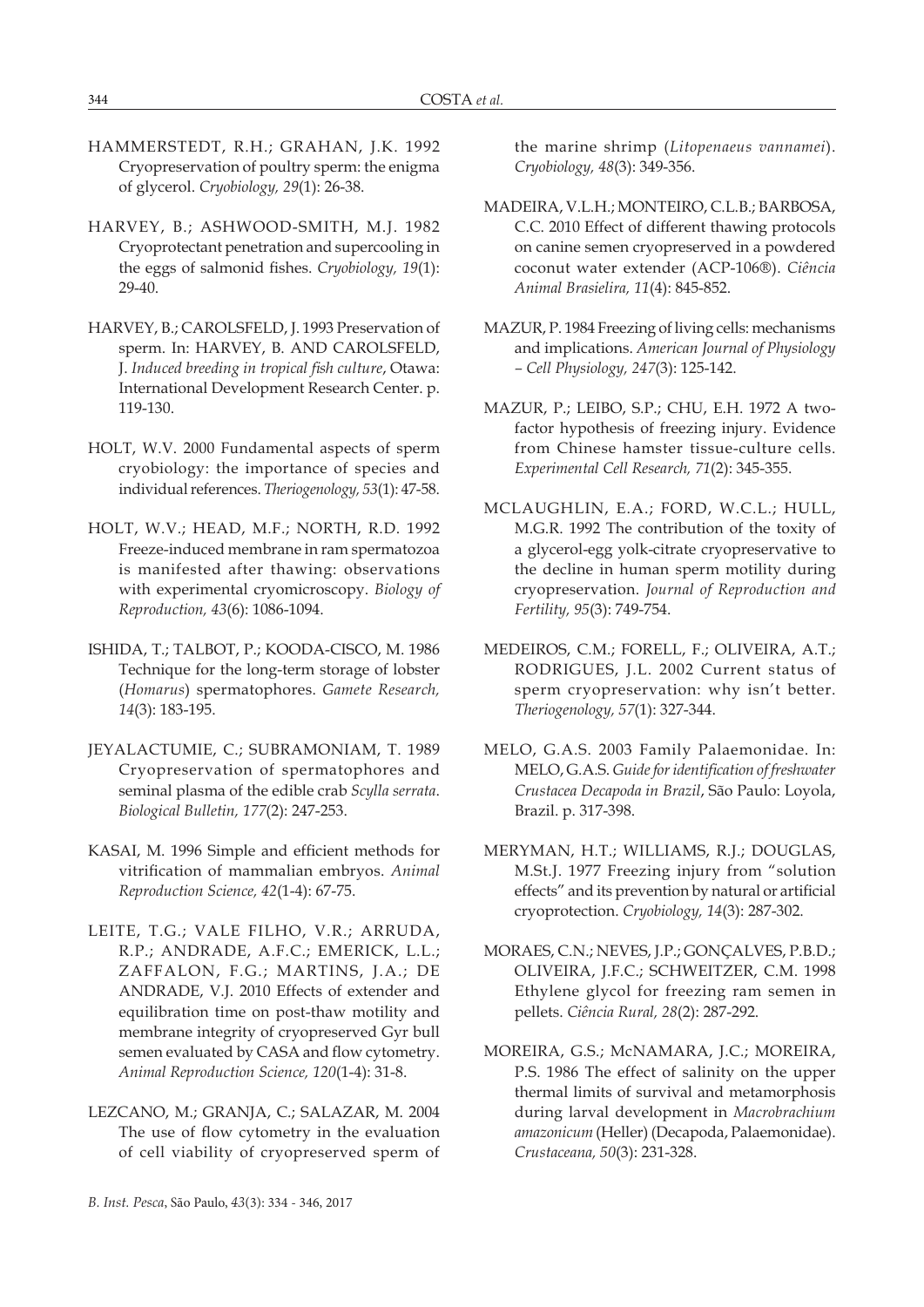HAMMERSTEDT, R.H.; GRAHAN, J.K. 1992 Cryopreservation of poultry sperm: the enigma of glycerol. *Cryobiology, 29*(1): 26-38.

HARVEY, B.; ASHWOOD-SMITH, M.J. 1982 Cryoprotectant penetration and supercooling in the eggs of salmonid fishes. *Cryobiology, 19*(1): 29-40.

HARVEY, B.; CAROLSFELD, J. 1993 Preservation of sperm. In: HARVEY, B. AND CAROLSFELD, J. *Induced breeding in tropical fish culture*, Otawa: International Development Research Center. p. 119-130.

HOLT, W.V. 2000 Fundamental aspects of sperm cryobiology: the importance of species and individual references. *Theriogenology, 53*(1): 47-58.

HOLT, W.V.; HEAD, M.F.; NORTH, R.D. 1992 Freeze-induced membrane in ram spermatozoa is manifested after thawing: observations with experimental cryomicroscopy. *Biology of Reproduction, 43*(6): 1086-1094.

ISHIDA, T.; TALBOT, P.; KOODA-CISCO, M. 1986 Technique for the long-term storage of lobster (*Homarus*) spermatophores. *Gamete Research, 14*(3): 183-195.

JEYALACTUMIE, C.; SUBRAMONIAM, T. 1989 Cryopreservation of spermatophores and seminal plasma of the edible crab *Scylla serrata*. *Biological Bulletin, 177*(2): 247-253.

KASAI, M. 1996 Simple and efficient methods for vitrification of mammalian embryos. *Animal Reproduction Science, 42*(1-4): 67-75.

LEITE, T.G.; VALE FILHO, V.R.; ARRUDA, R.P.; ANDRADE, A.F.C.; EMERICK, L.L.; ZAFFALON, F.G.; MARTINS, J.A.; DE ANDRADE, V.J. 2010 Effects of extender and equilibration time on post-thaw motility and membrane integrity of cryopreserved Gyr bull semen evaluated by CASA and flow cytometry. *Animal Reproduction Science, 120*(1-4): 31-8.

LEZCANO, M.; GRANJA, C.; SALAZAR, M. 2004 The use of flow cytometry in the evaluation of cell viability of cryopreserved sperm of the marine shrimp (*Litopenaeus vannamei*). *Cryobiology, 48*(3): 349-356.

MADEIRA, V.L.H.; MONTEIRO, C.L.B.; BARBOSA, C.C. 2010 Effect of different thawing protocols on canine semen cryopreserved in a powdered coconut water extender (ACP-106®). *Ciência Animal Brasielira, 11*(4): 845-852.

MAZUR, P. 1984 Freezing of living cells: mechanisms and implications. *American Journal of Physiology – Cell Physiology, 247*(3): 125-142.

MAZUR, P.; LEIBO, S.P.; CHU, E.H. 1972 A two-factor hypothesis of freezing injury. Evidence from Chinese hamster tissue-culture cells. *Experimental Cell Research, 71*(2): 345-355.

MCLAUGHLIN, E.A.; FORD, W.C.L.; HULL, M.G.R. 1992 The contribution of the toxity of a glycerol-egg yolk-citrate cryopreservative to the decline in human sperm motility during cryopreservation. *Journal of Reproduction and Fertility, 95*(3): 749-754.

MEDEIROS, C.M.; FORELL, F.; OLIVEIRA, A.T.; RODRIGUES, J.L. 2002 Current status of sperm cryopreservation: why isn't better. *Theriogenology, 57*(1): 327-344.

MELO, G.A.S. 2003 Family Palaemonidae. In: MELO, G.A.S. *Guide for identification of freshwater Crustacea Decapoda in Brazil*, São Paulo: Loyola, Brazil. p. 317-398.

MERYMAN, H.T.; WILLIAMS, R.J.; DOUGLAS, M.St.J. 1977 Freezing injury from "solution effects" and its prevention by natural or artificial cryoprotection. *Cryobiology, 14*(3): 287-302.

MORAES, C.N.; NEVES, J.P.; GONÇALVES, P.B.D.; OLIVEIRA, J.F.C.; SCHWEITZER, C.M. 1998 Ethylene glycol for freezing ram semen in pellets. *Ciência Rural, 28*(2): 287-292.

MOREIRA, G.S.; McNAMARA, J.C.; MOREIRA, P.S. 1986 The effect of salinity on the upper thermal limits of survival and metamorphosis during larval development in *Macrobrachium amazonicum* (Heller) (Decapoda, Palaemonidae). *Crustaceana, 50*(3): 231-328.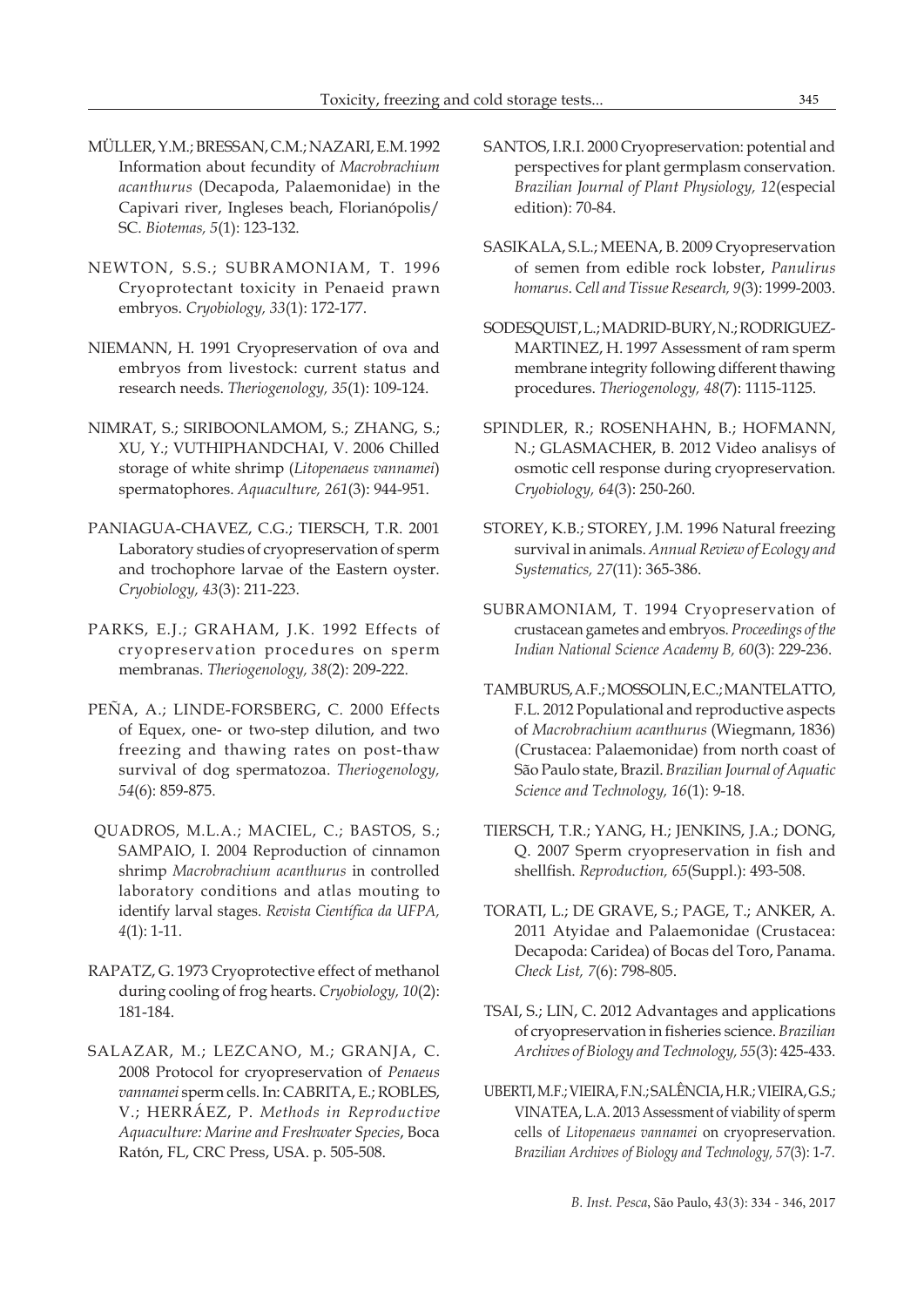MÜLLER, Y.M.; BRESSAN, C.M.; NAZARI, E.M. 1992 Information about fecundity of *Macrobrachium acanthurus* (Decapoda, Palaemonidae) in the Capivari river, Ingleses beach, Florianópolis/SC. *Biotemas, 5*(1): 123-132.

NEWTON, S.S.; SUBRAMONIAM, T. 1996 Cryoprotectant toxicity in Penaeid prawn embryos. *Cryobiology, 33*(1): 172-177.

NIEMANN, H. 1991 Cryopreservation of ova and embryos from livestock: current status and research needs. *Theriogenology, 35*(1): 109-124.

NIMRAT, S.; SIRIBOONLAMOM, S.; ZHANG, S.; XU, Y.; VUTHIPHANDCHAI, V. 2006 Chilled storage of white shrimp (*Litopenaeus vannamei*) spermatophores. *Aquaculture, 261*(3): 944-951.

PANIAGUA-CHAVEZ, C.G.; TIERSCH, T.R. 2001 Laboratory studies of cryopreservation of sperm and trochophore larvae of the Eastern oyster. *Cryobiology, 43*(3): 211-223.

PARKS, E.J.; GRAHAM, J.K. 1992 Effects of cryopreservation procedures on sperm membranas. *Theriogenology, 38*(2): 209-222.

PEÑA, A.; LINDE-FORSBERG, C. 2000 Effects of Equex, one- or two-step dilution, and two freezing and thawing rates on post-thaw survival of dog spermatozoa. *Theriogenology, 54*(6): 859-875.

QUADROS, M.L.A.; MACIEL, C.; BASTOS, S.; SAMPAIO, I. 2004 Reproduction of cinnamon shrimp *Macrobrachium acanthurus* in controlled laboratory conditions and atlas mouting to identify larval stages. *Revista Científica da UFPA, 4*(1): 1-11.

RAPATZ, G. 1973 Cryoprotective effect of methanol during cooling of frog hearts. *Cryobiology, 10*(2): 181-184.

SALAZAR, M.; LEZCANO, M.; GRANJA, C. 2008 Protocol for cryopreservation of *Penaeus vannamei* sperm cells. In: CABRITA, E.; ROBLES, V.; HERRÁEZ, P. *Methods in Reproductive Aquaculture: Marine and Freshwater Species*, Boca Ratón, FL, CRC Press, USA. p. 505-508.

SANTOS, I.R.I. 2000 Cryopreservation: potential and perspectives for plant germplasm conservation. *Brazilian Journal of Plant Physiology, 12*(especial edition): 70-84.

SASIKALA, S.L.; MEENA, B. 2009 Cryopreservation of semen from edible rock lobster, *Panulirus homarus*. *Cell and Tissue Research, 9*(3): 1999-2003.

SODESQUIST, L.; MADRID-BURY, N.; RODRIGUEZ-MARTINEZ, H. 1997 Assessment of ram sperm membrane integrity following different thawing procedures. *Theriogenology, 48*(7): 1115-1125.

SPINDLER, R.; ROSENHAHN, B.; HOFMANN, N.; GLASMACHER, B. 2012 Video analisys of osmotic cell response during cryopreservation. *Cryobiology, 64*(3): 250-260.

STOREY, K.B.; STOREY, J.M. 1996 Natural freezing survival in animals. *Annual Review of Ecology and Systematics, 27*(11): 365-386.

SUBRAMONIAM, T. 1994 Cryopreservation of crustacean gametes and embryos. *Proceedings of the Indian National Science Academy B, 60*(3): 229-236.

TAMBURUS, A.F.; MOSSOLIN, E.C.; MANTELATTO, F.L. 2012 Populational and reproductive aspects of *Macrobrachium acanthurus* (Wiegmann, 1836) (Crustacea: Palaemonidae) from north coast of São Paulo state, Brazil. *Brazilian Journal of Aquatic Science and Technology, 16*(1): 9-18.

TIERSCH, T.R.; YANG, H.; JENKINS, J.A.; DONG, Q. 2007 Sperm cryopreservation in fish and shellfish. *Reproduction, 65*(Suppl.): 493-508.

TORATI, L.; DE GRAVE, S.; PAGE, T.; ANKER, A. 2011 Atyidae and Palaemonidae (Crustacea: Decapoda: Caridea) of Bocas del Toro, Panama. *Check List, 7*(6): 798-805.

TSAI, S.; LIN, C. 2012 Advantages and applications of cryopreservation in fisheries science. *Brazilian Archives of Biology and Technology, 55*(3): 425-433.

UBERTI, M.F.; VIEIRA, F.N.; SALÊNCIA, H.R.; VIEIRA, G.S.; VINATEA, L.A. 2013 Assessment of viability of sperm cells of *Litopenaeus vannamei* on cryopreservation. *Brazilian Archives of Biology and Technology, 57*(3): 1-7.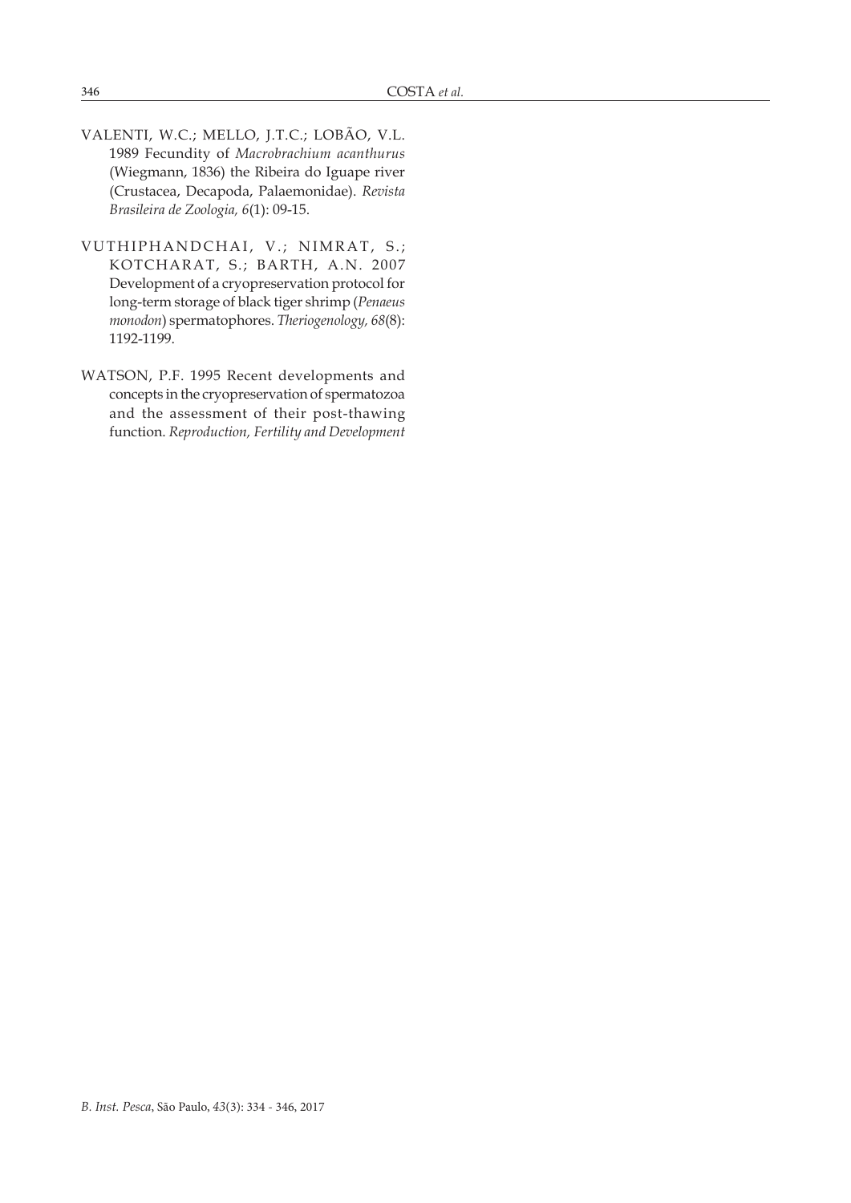VALENTI, W.C.; MELLO, J.T.C.; LOBÃO, V.L. 1989 Fecundity of *Macrobrachium acanthurus* (Wiegmann, 1836) the Ribeira do Iguape river (Crustacea, Decapoda, Palaemonidae). *Revista Brasileira de Zoologia, 6*(1): 09-15.

VUTHIPHANDCHAI, V.; NIMRAT, S.; KOTCHARAT, S.; BARTH, A.N. 2007 Development of a cryopreservation protocol for long-term storage of black tiger shrimp (*Penaeus monodon*) spermatophores. *Theriogenology, 68*(8): 1192-1199.

WATSON, P.F. 1995 Recent developments and concepts in the cryopreservation of spermatozoa and the assessment of their post-thawing function. *Reproduction, Fertility and Development*